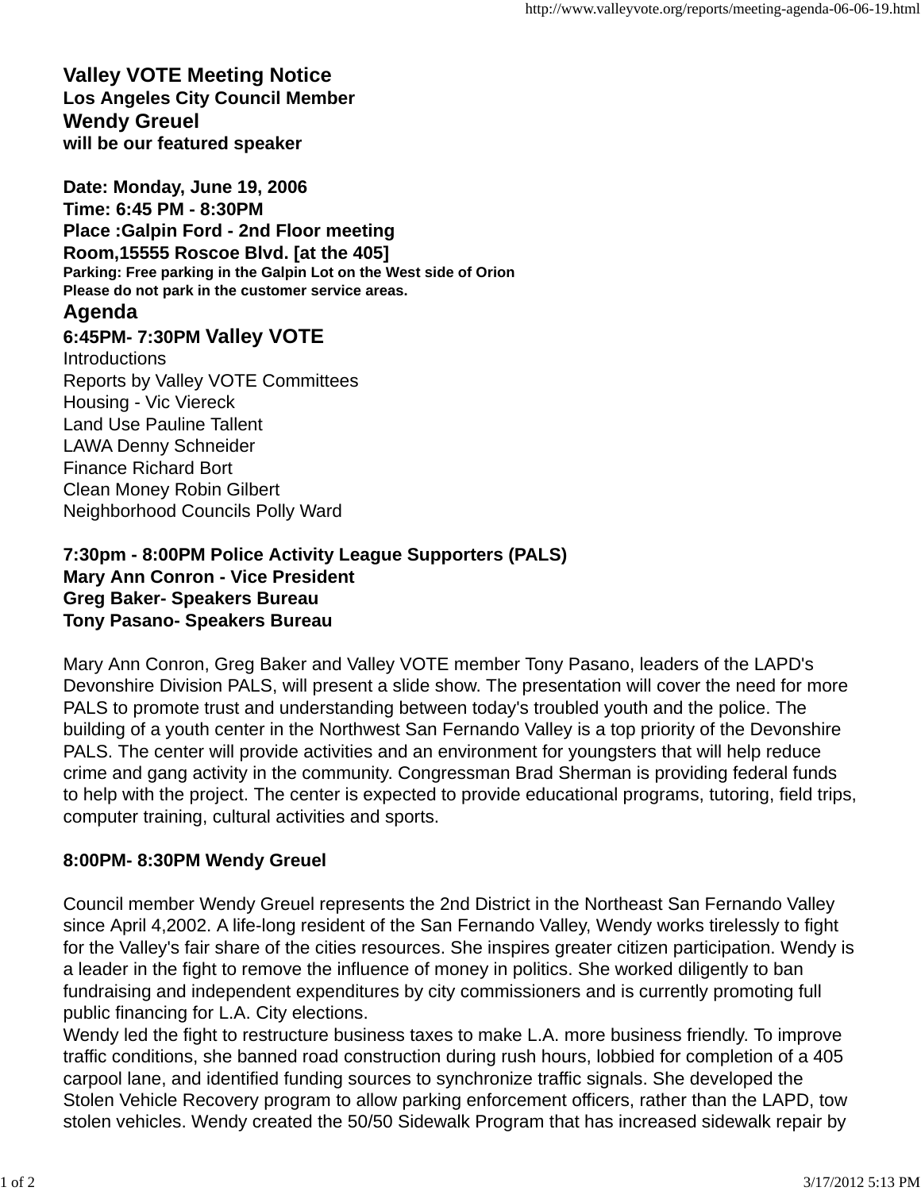# Valley VOTE Meeting Notice

**Los Angeles City Council Member**

## Wendy Greuel

**will be our featured speaker**

**Date: Monday, June 19, 2006**
**Time: 6:45 PM - 8:30PM**
**Place :Galpin Ford - 2nd Floor meeting Room,15555 Roscoe Blvd. [at the 405]**
**Parking: Free parking in the Galpin Lot on the West side of Orion**
**Please do not park in the customer service areas.**

## Agenda

**6:45PM- 7:30PM Valley VOTE**

Introductions
Reports by Valley VOTE Committees
Housing - Vic Viereck
Land Use Pauline Tallent
LAWA Denny Schneider
Finance Richard Bort
Clean Money Robin Gilbert
Neighborhood Councils Polly Ward

**7:30pm - 8:00PM Police Activity League Supporters (PALS)**
**Mary Ann Conron - Vice President**
**Greg Baker- Speakers Bureau**
**Tony Pasano- Speakers Bureau**

Mary Ann Conron, Greg Baker and Valley VOTE member Tony Pasano, leaders of the LAPD's Devonshire Division PALS, will present a slide show. The presentation will cover the need for more PALS to promote trust and understanding between today's troubled youth and the police. The building of a youth center in the Northwest San Fernando Valley is a top priority of the Devonshire PALS. The center will provide activities and an environment for youngsters that will help reduce crime and gang activity in the community. Congressman Brad Sherman is providing federal funds to help with the project. The center is expected to provide educational programs, tutoring, field trips, computer training, cultural activities and sports.

**8:00PM- 8:30PM Wendy Greuel**

Council member Wendy Greuel represents the 2nd District in the Northeast San Fernando Valley since April 4,2002. A life-long resident of the San Fernando Valley, Wendy works tirelessly to fight for the Valley's fair share of the cities resources. She inspires greater citizen participation. Wendy is a leader in the fight to remove the influence of money in politics. She worked diligently to ban fundraising and independent expenditures by city commissioners and is currently promoting full public financing for L.A. City elections.
Wendy led the fight to restructure business taxes to make L.A. more business friendly. To improve traffic conditions, she banned road construction during rush hours, lobbied for completion of a 405 carpool lane, and identified funding sources to synchronize traffic signals. She developed the Stolen Vehicle Recovery program to allow parking enforcement officers, rather than the LAPD, tow stolen vehicles. Wendy created the 50/50 Sidewalk Program that has increased sidewalk repair by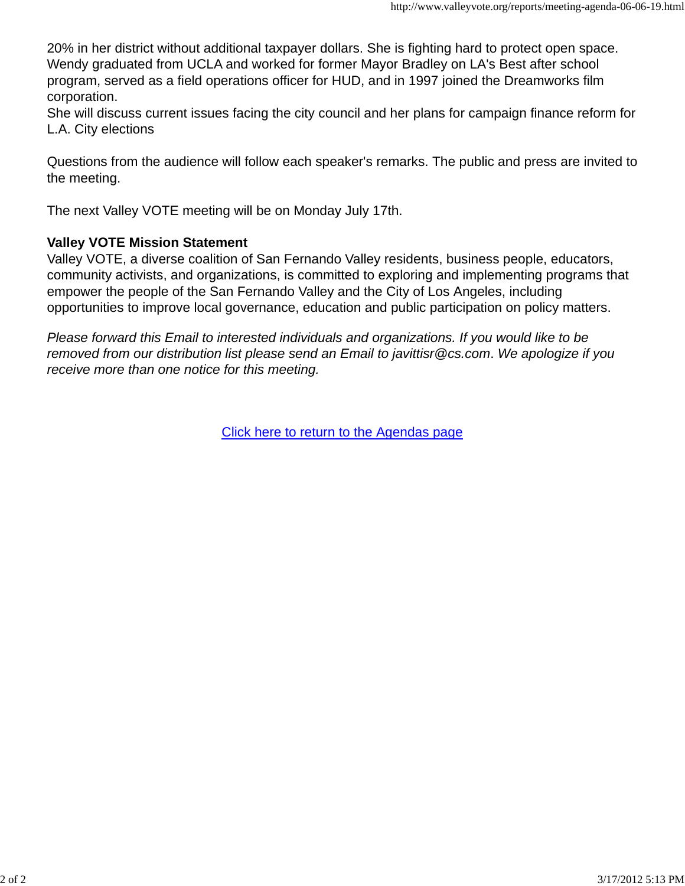20% in her district without additional taxpayer dollars. She is fighting hard to protect open space. Wendy graduated from UCLA and worked for former Mayor Bradley on LA's Best after school program, served as a field operations officer for HUD, and in 1997 joined the Dreamworks film corporation.
She will discuss current issues facing the city council and her plans for campaign finance reform for L.A. City elections

Questions from the audience will follow each speaker's remarks. The public and press are invited to the meeting.

The next Valley VOTE meeting will be on Monday July 17th.

**Valley VOTE Mission Statement**
Valley VOTE, a diverse coalition of San Fernando Valley residents, business people, educators, community activists, and organizations, is committed to exploring and implementing programs that empower the people of the San Fernando Valley and the City of Los Angeles, including opportunities to improve local governance, education and public participation on policy matters.

*Please forward this Email to interested individuals and organizations. If you would like to be removed from our distribution list please send an Email to javittisr@cs.com. We apologize if you receive more than one notice for this meeting.*

[Click here to return to the Agendas page]